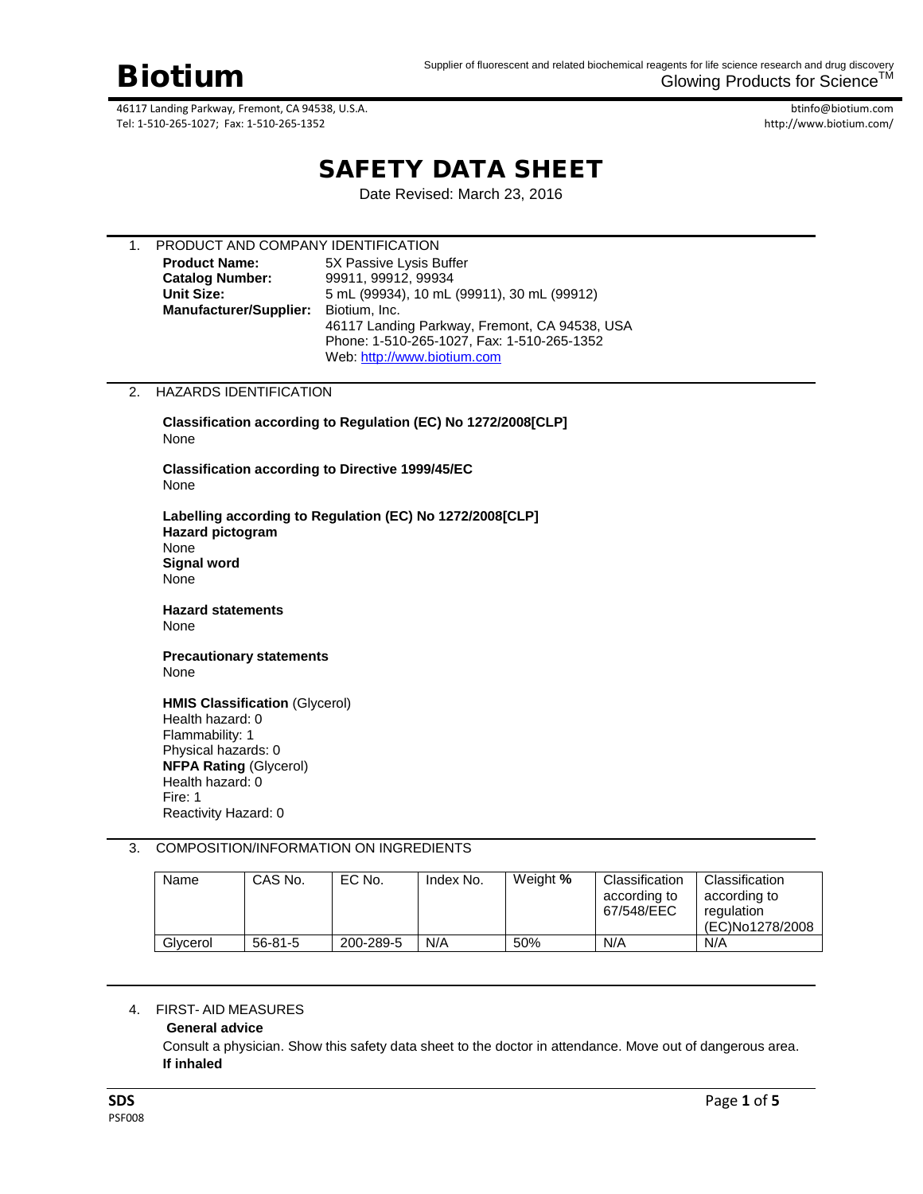# Biotium

Supplier of fluorescent and related biochemical reagents for life science research and drug discovery
Glowing Products for Science™

46117 Landing Parkway, Fremont, CA 94538, U.S.A.
Tel: 1-510-265-1027; Fax: 1-510-265-1352

btinfo@biotium.com
http://www.biotium.com/

# SAFETY DATA SHEET

Date Revised: March 23, 2016

## 1. PRODUCT AND COMPANY IDENTIFICATION

**Product Name:** 5X Passive Lysis Buffer
**Catalog Number:** 99911, 99912, 99934
**Unit Size:** 5 mL (99934), 10 mL (99911), 30 mL (99912)
**Manufacturer/Supplier:** Biotium, Inc.
46117 Landing Parkway, Fremont, CA 94538, USA
Phone: 1-510-265-1027, Fax: 1-510-265-1352
Web: http://www.biotium.com

## 2. HAZARDS IDENTIFICATION

**Classification according to Regulation (EC) No 1272/2008[CLP]**
None

**Classification according to Directive 1999/45/EC**
None

**Labelling according to Regulation (EC) No 1272/2008[CLP]**
**Hazard pictogram**
None
**Signal word**
None

**Hazard statements**
None

**Precautionary statements**
None

**HMIS Classification** (Glycerol)
Health hazard: 0
Flammability: 1
Physical hazards: 0
**NFPA Rating** (Glycerol)
Health hazard: 0
Fire: 1
Reactivity Hazard: 0

## 3. COMPOSITION/INFORMATION ON INGREDIENTS

| Name | CAS No. | EC No. | Index No. | Weight % | Classification according to 67/548/EEC | Classification according to regulation (EC)No1278/2008 |
|---|---|---|---|---|---|---|
| Glycerol | 56-81-5 | 200-289-5 | N/A | 50% | N/A | N/A |

## 4. FIRST- AID MEASURES

**General advice**
Consult a physician. Show this safety data sheet to the doctor in attendance. Move out of dangerous area.
**If inhaled**

SDS
PSF008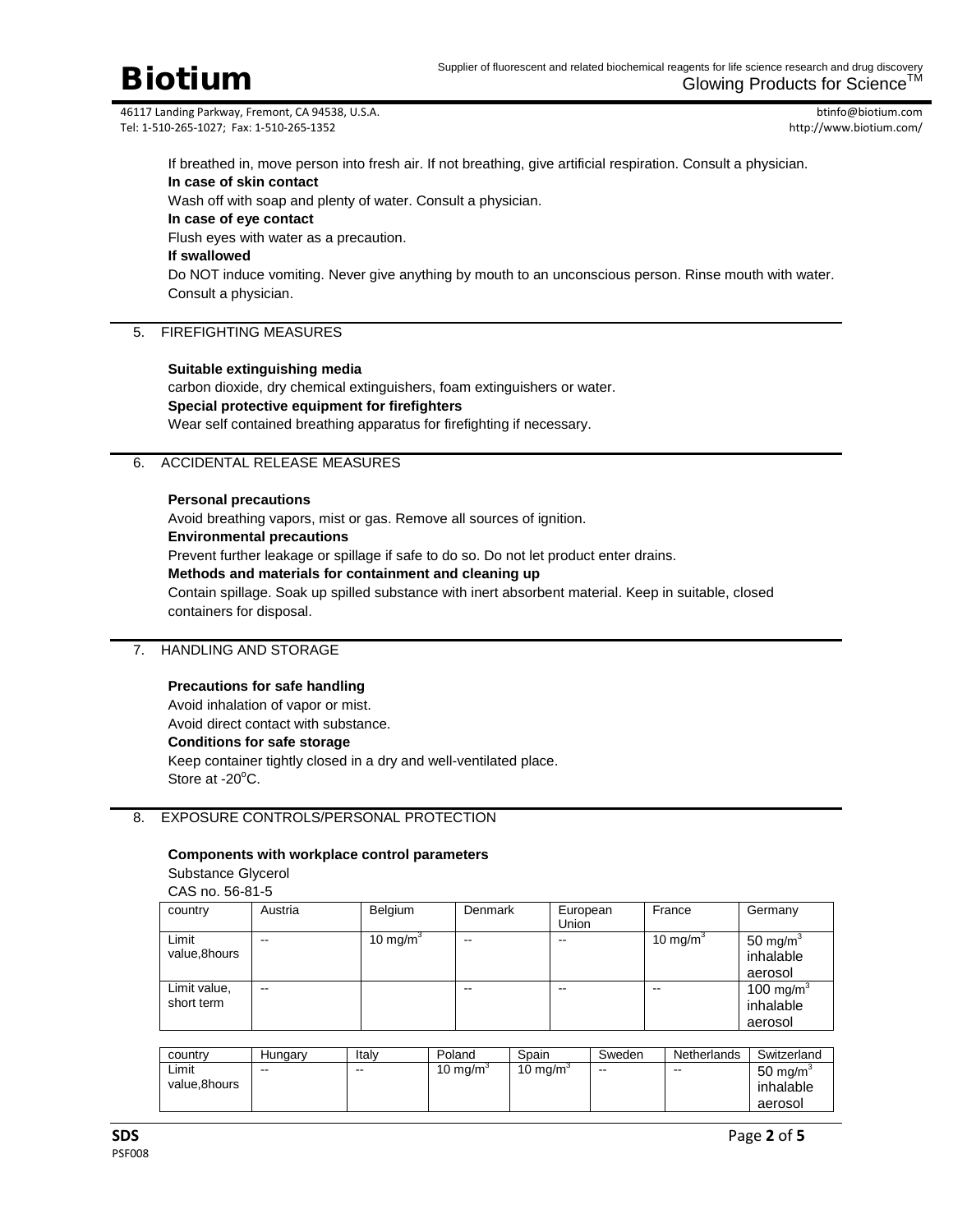If breathed in, move person into fresh air. If not breathing, give artificial respiration. Consult a physician.

**In case of skin contact**

Wash off with soap and plenty of water. Consult a physician.

**In case of eye contact**

Flush eyes with water as a precaution.

**If swallowed**

Do NOT induce vomiting. Never give anything by mouth to an unconscious person. Rinse mouth with water. Consult a physician.

## 5. FIREFIGHTING MEASURES

**Suitable extinguishing media**

carbon dioxide, dry chemical extinguishers, foam extinguishers or water.

**Special protective equipment for firefighters**

Wear self contained breathing apparatus for firefighting if necessary.

## 6. ACCIDENTAL RELEASE MEASURES

**Personal precautions**

Avoid breathing vapors, mist or gas. Remove all sources of ignition.

**Environmental precautions**

Prevent further leakage or spillage if safe to do so. Do not let product enter drains.

**Methods and materials for containment and cleaning up**

Contain spillage. Soak up spilled substance with inert absorbent material. Keep in suitable, closed containers for disposal.

## 7. HANDLING AND STORAGE

**Precautions for safe handling**

Avoid inhalation of vapor or mist.

Avoid direct contact with substance.

**Conditions for safe storage**

Keep container tightly closed in a dry and well-ventilated place.

Store at -20$^{o}$C.

## 8. EXPOSURE CONTROLS/PERSONAL PROTECTION

**Components with workplace control parameters**

Substance Glycerol

CAS no. 56-81-5

| country | Austria | Belgium | Denmark | European Union | France | Germany |
|---|---|---|---|---|---|---|
| Limit value,8hours | -- | 10 mg/m$^3$ | -- | -- | 10 mg/m$^3$ | 50 mg/m$^3$ inhalable aerosol |
| Limit value, short term | -- | | -- | -- | -- | 100 mg/m$^3$ inhalable aerosol |

| country | Hungary | Italy | Poland | Spain | Sweden | Netherlands | Switzerland |
|---|---|---|---|---|---|---|---|
| Limit value,8hours | -- | -- | 10 mg/m$^3$ | 10 mg/m$^3$ | -- | -- | 50 mg/m$^3$ inhalable aerosol |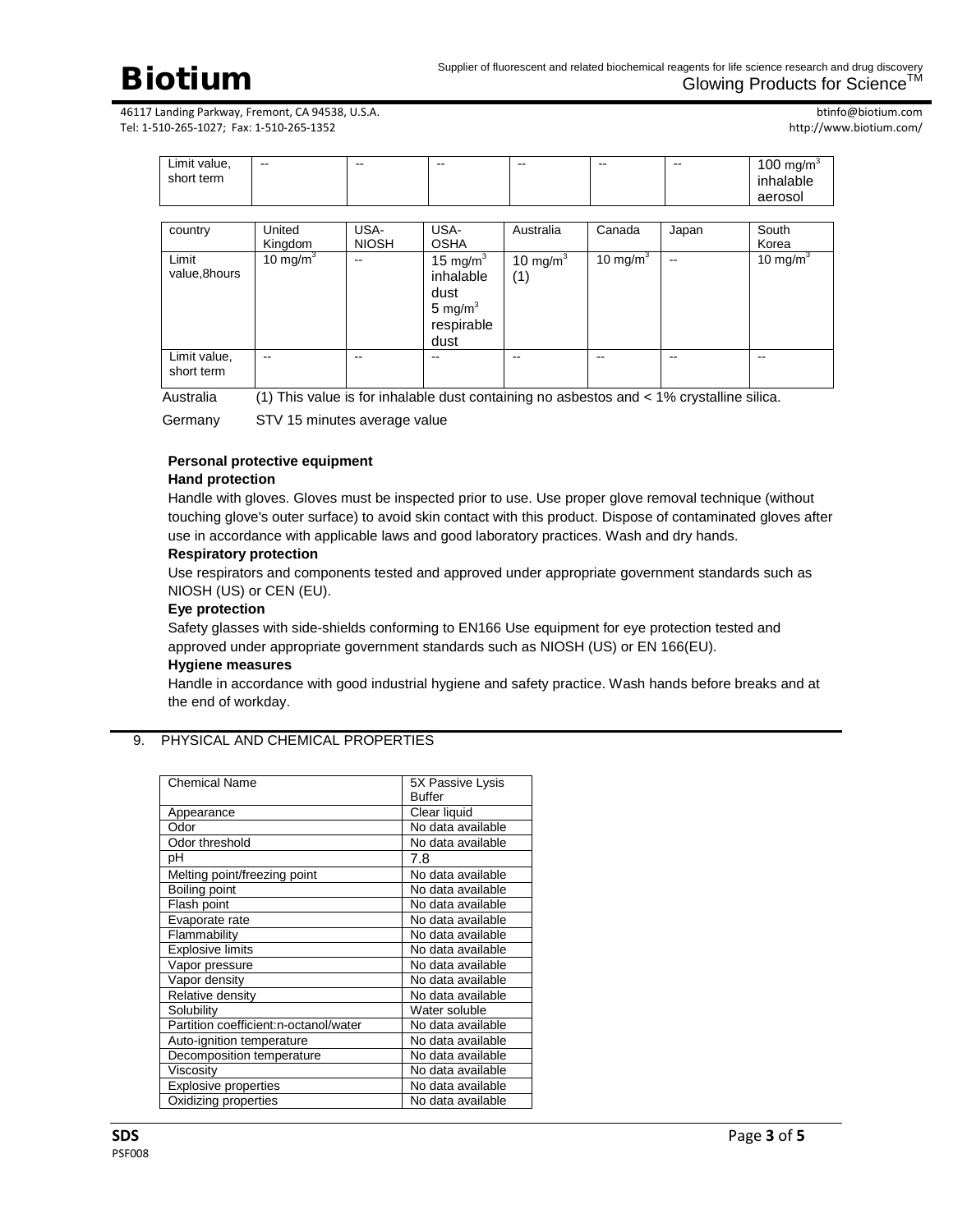| Limit value, short term | -- | -- | -- | -- | -- | -- | 100 mg/m$^3$ inhalable aerosol |
|---|---|---|---|---|---|---|---|

| country | United Kingdom | USA-NIOSH | USA-OSHA | Australia | Canada | Japan | South Korea |
|---|---|---|---|---|---|---|---|
| Limit value,8hours | 10 mg/m$^3$ | -- | 15 mg/m$^3$ inhalable dust 5 mg/m$^3$ respirable dust | 10 mg/m$^3$ (1) | 10 mg/m$^3$ | -- | 10 mg/m$^3$ |
| Limit value, short term | -- | -- | -- | -- | -- | -- | -- |

Australia (1) This value is for inhalable dust containing no asbestos and < 1% crystalline silica.

Germany STV 15 minutes average value

**Personal protective equipment**

**Hand protection**

Handle with gloves. Gloves must be inspected prior to use. Use proper glove removal technique (without touching glove's outer surface) to avoid skin contact with this product. Dispose of contaminated gloves after use in accordance with applicable laws and good laboratory practices. Wash and dry hands.

**Respiratory protection**

Use respirators and components tested and approved under appropriate government standards such as NIOSH (US) or CEN (EU).

**Eye protection**

Safety glasses with side-shields conforming to EN166 Use equipment for eye protection tested and approved under appropriate government standards such as NIOSH (US) or EN 166(EU).

**Hygiene measures**

Handle in accordance with good industrial hygiene and safety practice. Wash hands before breaks and at the end of workday.

## 9. PHYSICAL AND CHEMICAL PROPERTIES

| Chemical Name | 5X Passive Lysis Buffer |
|---|---|
| Appearance | Clear liquid |
| Odor | No data available |
| Odor threshold | No data available |
| pH | 7.8 |
| Melting point/freezing point | No data available |
| Boiling point | No data available |
| Flash point | No data available |
| Evaporate rate | No data available |
| Flammability | No data available |
| Explosive limits | No data available |
| Vapor pressure | No data available |
| Vapor density | No data available |
| Relative density | No data available |
| Solubility | Water soluble |
| Partition coefficient:n-octanol/water | No data available |
| Auto-ignition temperature | No data available |
| Decomposition temperature | No data available |
| Viscosity | No data available |
| Explosive properties | No data available |
| Oxidizing properties | No data available |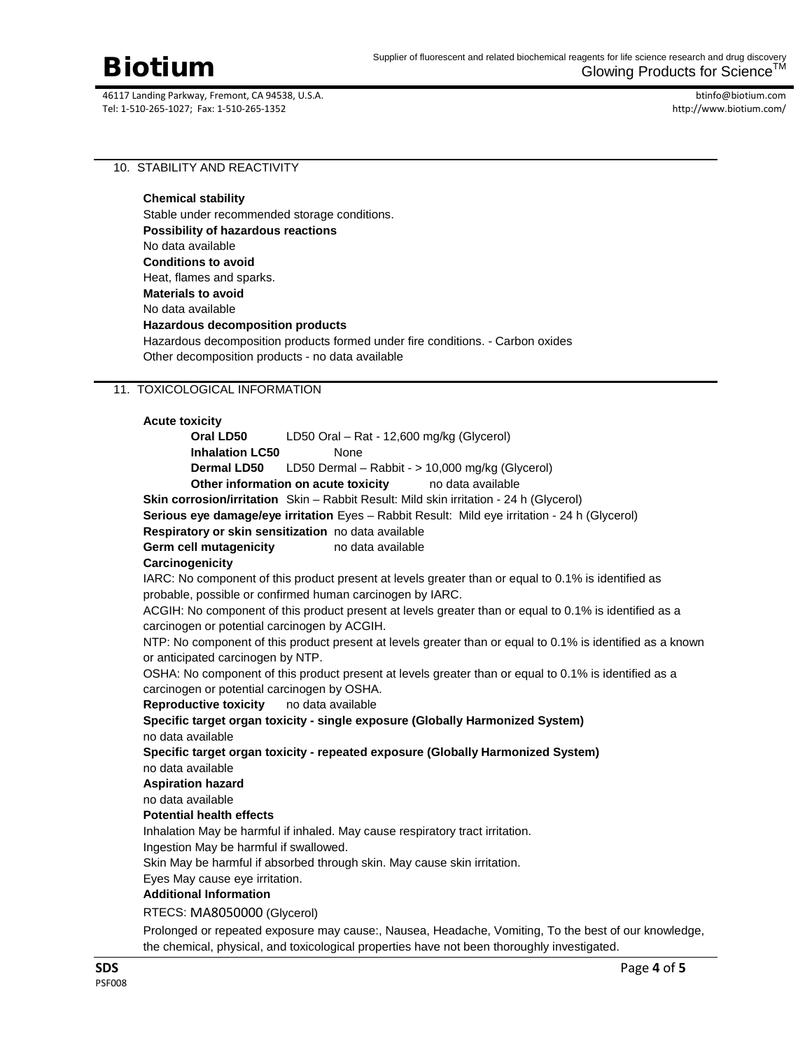## 10. STABILITY AND REACTIVITY

**Chemical stability**

Stable under recommended storage conditions.

**Possibility of hazardous reactions**

No data available

**Conditions to avoid**

Heat, flames and sparks.

**Materials to avoid**

No data available

**Hazardous decomposition products**

Hazardous decomposition products formed under fire conditions. - Carbon oxides

Other decomposition products - no data available

## 11. TOXICOLOGICAL INFORMATION

**Acute toxicity**

**Oral LD50** LD50 Oral – Rat - 12,600 mg/kg (Glycerol)

**Inhalation LC50** None

**Dermal LD50** LD50 Dermal – Rabbit - > 10,000 mg/kg (Glycerol)

**Other information on acute toxicity** no data available

**Skin corrosion/irritation** Skin – Rabbit Result: Mild skin irritation - 24 h (Glycerol)

**Serious eye damage/eye irritation** Eyes – Rabbit Result: Mild eye irritation - 24 h (Glycerol)

**Respiratory or skin sensitization** no data available

**Germ cell mutagenicity** no data available

**Carcinogenicity**

IARC: No component of this product present at levels greater than or equal to 0.1% is identified as probable, possible or confirmed human carcinogen by IARC.

ACGIH: No component of this product present at levels greater than or equal to 0.1% is identified as a carcinogen or potential carcinogen by ACGIH.

NTP: No component of this product present at levels greater than or equal to 0.1% is identified as a known or anticipated carcinogen by NTP.

OSHA: No component of this product present at levels greater than or equal to 0.1% is identified as a carcinogen or potential carcinogen by OSHA.

**Reproductive toxicity** no data available

**Specific target organ toxicity - single exposure (Globally Harmonized System)**

no data available

**Specific target organ toxicity - repeated exposure (Globally Harmonized System)**

no data available

**Aspiration hazard**

no data available

**Potential health effects**

Inhalation May be harmful if inhaled. May cause respiratory tract irritation.

Ingestion May be harmful if swallowed.

Skin May be harmful if absorbed through skin. May cause skin irritation.

Eyes May cause eye irritation.

**Additional Information**

RTECS: MA8050000 (Glycerol)

Prolonged or repeated exposure may cause:, Nausea, Headache, Vomiting, To the best of our knowledge, the chemical, physical, and toxicological properties have not been thoroughly investigated.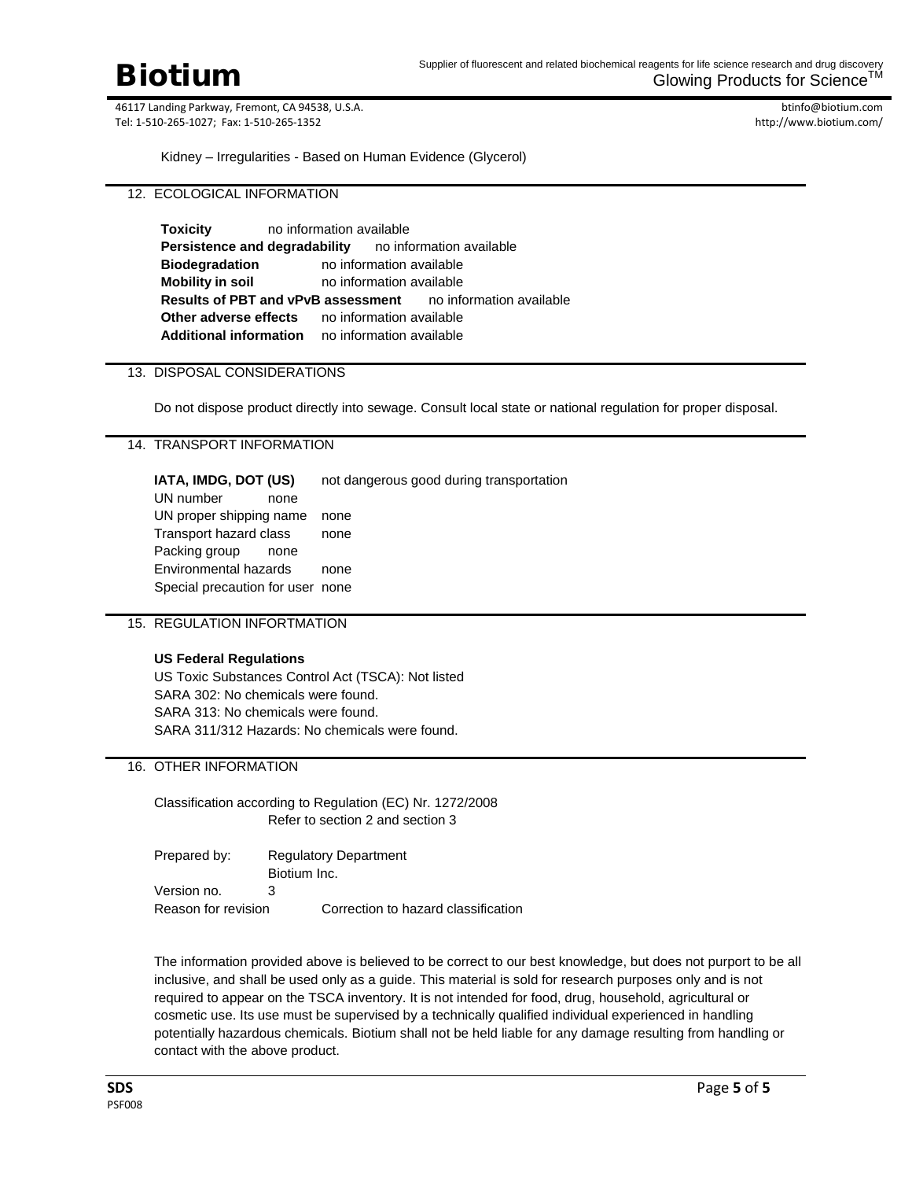Kidney – Irregularities - Based on Human Evidence (Glycerol)

## 12. ECOLOGICAL INFORMATION

**Toxicity** no information available
**Persistence and degradability** no information available
**Biodegradation** no information available
**Mobility in soil** no information available
**Results of PBT and vPvB assessment** no information available
**Other adverse effects** no information available
**Additional information** no information available

## 13. DISPOSAL CONSIDERATIONS

Do not dispose product directly into sewage. Consult local state or national regulation for proper disposal.

## 14. TRANSPORT INFORMATION

**IATA, IMDG, DOT (US)** not dangerous good during transportation
UN number none
UN proper shipping name none
Transport hazard class none
Packing group none
Environmental hazards none
Special precaution for user none

## 15. REGULATION INFORTMATION

**US Federal Regulations**
US Toxic Substances Control Act (TSCA): Not listed
SARA 302: No chemicals were found.
SARA 313: No chemicals were found.
SARA 311/312 Hazards: No chemicals were found.

## 16. OTHER INFORMATION

Classification according to Regulation (EC) Nr. 1272/2008
Refer to section 2 and section 3

Prepared by: Regulatory Department
Biotium Inc.
Version no. 3
Reason for revision Correction to hazard classification

The information provided above is believed to be correct to our best knowledge, but does not purport to be all inclusive, and shall be used only as a guide. This material is sold for research purposes only and is not required to appear on the TSCA inventory. It is not intended for food, drug, household, agricultural or cosmetic use. Its use must be supervised by a technically qualified individual experienced in handling potentially hazardous chemicals. Biotium shall not be held liable for any damage resulting from handling or contact with the above product.